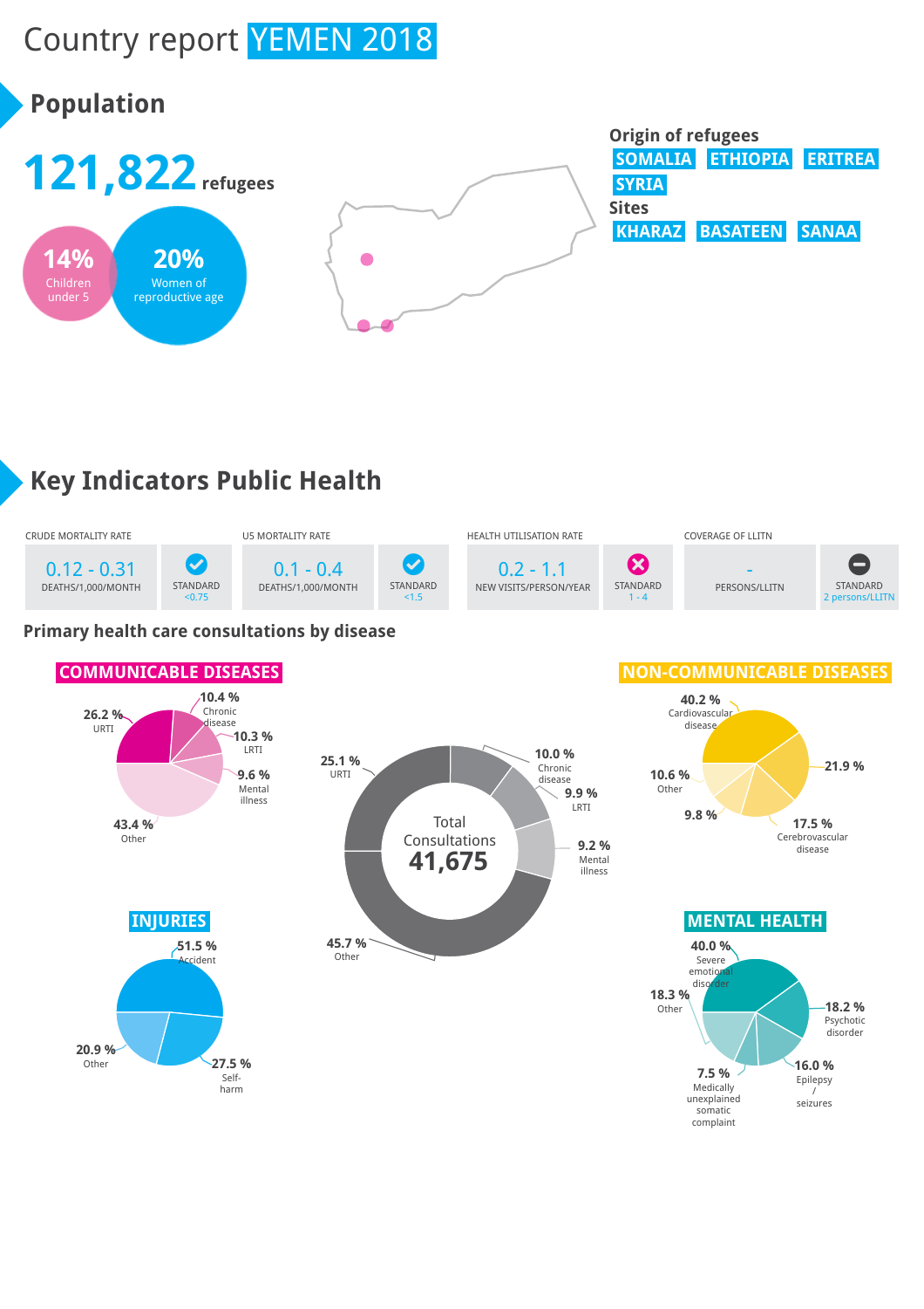# Country report YEMEN 2018

## Population

**121,822** refugees

**14%** Children under 5

**20%** Women of reproductive age

**Origin of refugees**
SOMALIA ETHIOPIA ERITREA SYRIA

**Sites**
KHARAZ BASATEEN SANAA

## Key Indicators Public Health

| CRUDE MORTALITY RATE | | U5 MORTALITY RATE | | HEALTH UTILISATION RATE | | COVERAGE OF LLITN | |
|---|---|---|---|---|---|---|---|
| 0.12 - 0.31 DEATHS/1,000/MONTH | STANDARD <0.75 | 0.1 - 0.4 DEATHS/1,000/MONTH | STANDARD <1.5 | 0.2 - 1.1 NEW VISITS/PERSON/YEAR | STANDARD 1 - 4 | - PERSONS/LLITN | STANDARD 2 persons/LLITN |

### Primary health care consultations by disease

**Total Consultations 41,675**

- 25.1 % URTI
- 10.0 % Chronic disease
- 9.9 % LRTI
- 9.2 % Mental illness
- 45.7 % Other

#### COMMUNICABLE DISEASES

- 26.2 % URTI
- 10.4 % Chronic disease
- 10.3 % LRTI
- 9.6 % Mental illness
- 43.4 % Other

#### NON-COMMUNICABLE DISEASES

- 40.2 % Cardiovascular disease
- 21.9 %
- 17.5 % Cerebrovascular disease
- 9.8 %
- 10.6 % Other

#### INJURIES

- 51.5 % Accident
- 27.5 % Self-harm
- 20.9 % Other

#### MENTAL HEALTH

- 40.0 % Severe emotional disorder
- 18.2 % Psychotic disorder
- 16.0 % Epilepsy / seizures
- 7.5 % Medically unexplained somatic complaint
- 18.3 % Other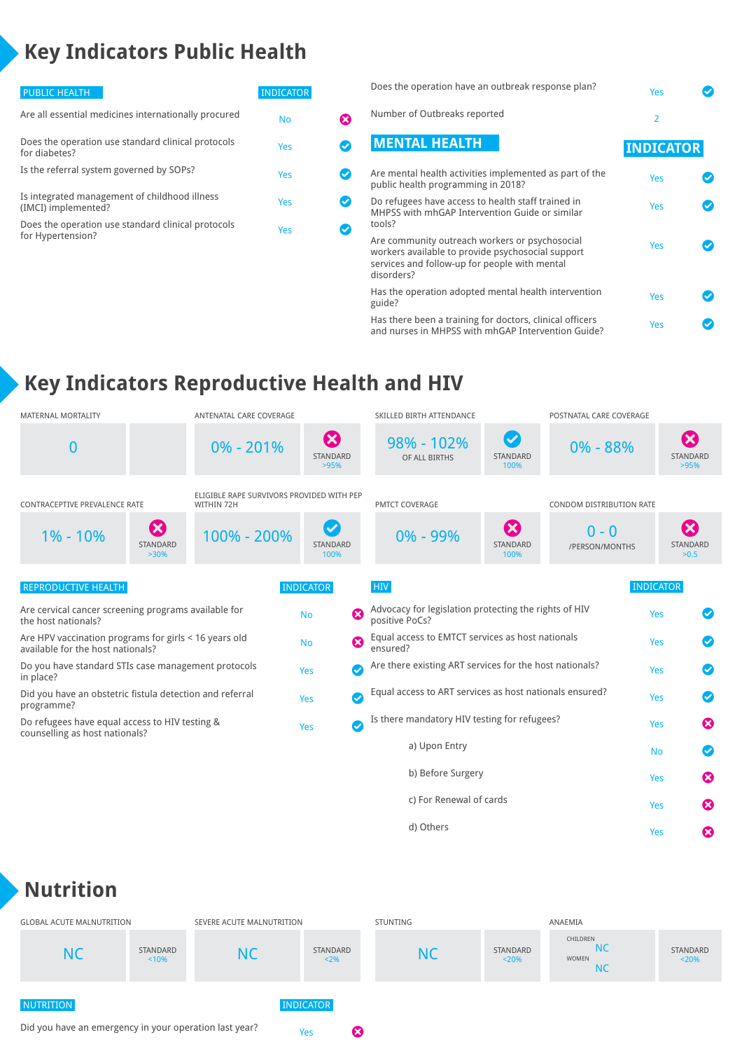# Key Indicators Public Health

| PUBLIC HEALTH | INDICATOR | |
|---|---|---|
| Are all essential medicines internationally procured | No | ✗ |
| Does the operation use standard clinical protocols for diabetes? | Yes | ✓ |
| Is the referral system governed by SOPs? | Yes | ✓ |
| Is integrated management of childhood illness (IMCI) implemented? | Yes | ✓ |
| Does the operation use standard clinical protocols for Hypertension? | Yes | ✓ |
| Does the operation have an outbreak response plan? | Yes | ✓ |
| Number of Outbreaks reported | 2 | |

| MENTAL HEALTH | INDICATOR | |
|---|---|---|
| Are mental health activities implemented as part of the public health programming in 2018? | Yes | ✓ |
| Do refugees have access to health staff trained in MHPSS with mhGAP Intervention Guide or similar tools? | Yes | ✓ |
| Are community outreach workers or psychosocial workers available to provide psychosocial support services and follow-up for people with mental disorders? | Yes | ✓ |
| Has the operation adopted mental health intervention guide? | Yes | ✓ |
| Has there been a training for doctors, clinical officers and nurses in MHPSS with mhGAP Intervention Guide? | Yes | ✓ |

# Key Indicators Reproductive Health and HIV

| Indicator | Value | Status | Standard |
|---|---|---|---|
| MATERNAL MORTALITY | 0 | | |
| ANTENATAL CARE COVERAGE | 0% - 201% | ✗ | >95% |
| SKILLED BIRTH ATTENDANCE | 98% - 102% OF ALL BIRTHS | ✓ | 100% |
| POSTNATAL CARE COVERAGE | 0% - 88% | ✗ | >95% |
| CONTRACEPTIVE PREVALENCE RATE | 1% - 10% | ✗ | >30% |
| ELIGIBLE RAPE SURVIVORS PROVIDED WITH PEP WITHIN 72H | 100% - 200% | ✓ | 100% |
| PMTCT COVERAGE | 0% - 99% | ✗ | 100% |
| CONDOM DISTRIBUTION RATE | 0 - 0 /PERSON/MONTHS | ✗ | >0.5 |

| REPRODUCTIVE HEALTH | INDICATOR | |
|---|---|---|
| Are cervical cancer screening programs available for the host nationals? | No | ✗ |
| Are HPV vaccination programs for girls < 16 years old available for the host nationals? | No | ✗ |
| Do you have standard STIs case management protocols in place? | Yes | ✓ |
| Did you have an obstetric fistula detection and referral programme? | Yes | ✓ |
| Do refugees have equal access to HIV testing & counselling as host nationals? | Yes | ✓ |

| HIV | INDICATOR | |
|---|---|---|
| Advocacy for legislation protecting the rights of HIV positive PoCs? | Yes | ✓ |
| Equal access to EMTCT services as host nationals ensured? | Yes | ✓ |
| Are there existing ART services for the host nationals? | Yes | ✓ |
| Equal access to ART services as host nationals ensured? | Yes | ✓ |
| Is there mandatory HIV testing for refugees? | Yes | ✗ |
| a) Upon Entry | No | ✓ |
| b) Before Surgery | Yes | ✗ |
| c) For Renewal of cards | Yes | ✗ |
| d) Others | Yes | ✗ |

# Nutrition

| Indicator | Value | Standard |
|---|---|---|
| GLOBAL ACUTE MALNUTRITION | NC | <10% |
| SEVERE ACUTE MALNUTRITION | NC | <2% |
| STUNTING | NC | <20% |
| ANAEMIA | CHILDREN NC; WOMEN NC | <20% |

| NUTRITION | INDICATOR | |
|---|---|---|
| Did you have an emergency in your operation last year? | Yes | ✗ |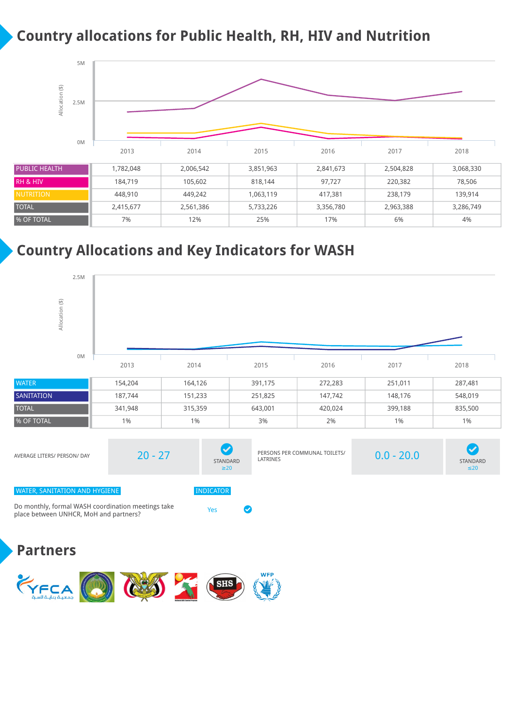## Country allocations for Public Health, RH, HIV and Nutrition

5M
2.5M
0M
Allocation ($)
2013 2014 2015 2016 2017 2018

| | 2013 | 2014 | 2015 | 2016 | 2017 | 2018 |
|---|---|---|---|---|---|---|
| PUBLIC HEALTH | 1,782,048 | 2,006,542 | 3,851,963 | 2,841,673 | 2,504,828 | 3,068,330 |
| RH & HIV | 184,719 | 105,602 | 818,144 | 97,727 | 220,382 | 78,506 |
| NUTRITION | 448,910 | 449,242 | 1,063,119 | 417,381 | 238,179 | 139,914 |
| TOTAL | 2,415,677 | 2,561,386 | 5,733,226 | 3,356,780 | 2,963,388 | 3,286,749 |
| % OF TOTAL | 7% | 12% | 25% | 17% | 6% | 4% |

## Country Allocations and Key Indicators for WASH

2.5M
0M
Allocation ($)
2013 2014 2015 2016 2017 2018

| | 2013 | 2014 | 2015 | 2016 | 2017 | 2018 |
|---|---|---|---|---|---|---|
| WATER | 154,204 | 164,126 | 391,175 | 272,283 | 251,011 | 287,481 |
| SANITATION | 187,744 | 151,233 | 251,825 | 147,742 | 148,176 | 548,019 |
| TOTAL | 341,948 | 315,359 | 643,001 | 420,024 | 399,188 | 835,500 |
| % OF TOTAL | 1% | 1% | 3% | 2% | 1% | 1% |

| | | | | | |
|---|---|---|---|---|---|
| AVERAGE LITERS/ PERSON/ DAY | 20 - 27 | STANDARD ≥20 | PERSONS PER COMMUNAL TOILETS/ LATRINES | 0.0 - 20.0 | STANDARD ≤20 |

| WATER, SANITATION AND HYGIENE | INDICATOR |
|---|---|
| Do monthly, formal WASH coordination meetings take place between UNHCR, MoH and partners? | Yes |

## Partners